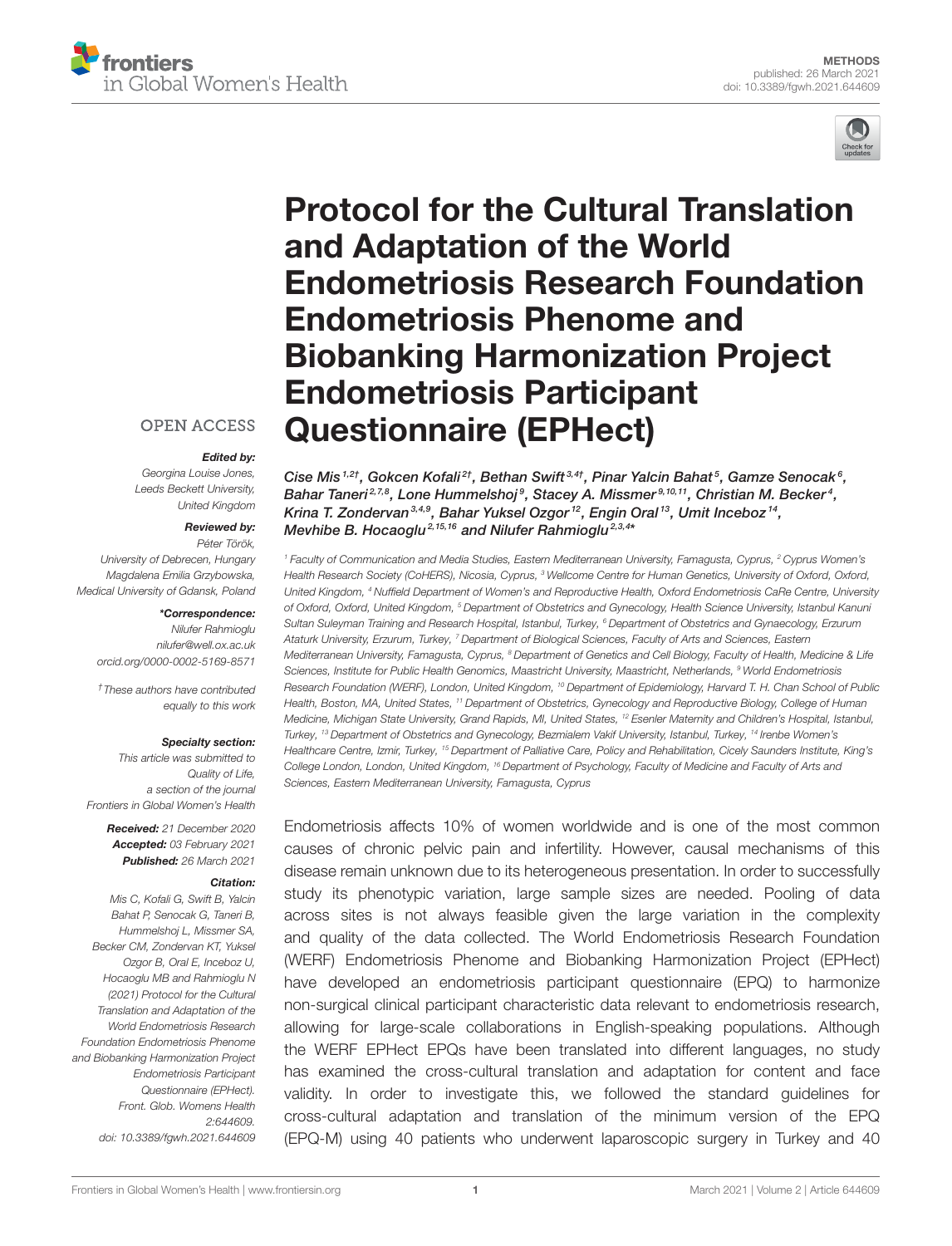METHODS

published: 26 March 2021

doi: 10.3389/fgwh.2021.644609

# Protocol for the Cultural Translation and Adaptation of the World Endometriosis Research Foundation Endometriosis Phenome and Biobanking Harmonization Project Endometriosis Participant Questionnaire (EPHect)

*Cise Mis[1,2†], Gokcen Kofali[2†], Bethan Swift[3,4†], Pinar Yalcin Bahat[5], Gamze Senocak[6], Bahar Taneri[2,7,8], Lone Hummelshoj[9], Stacey A. Missmer[9,10,11], Christian M. Becker[4], Krina T. Zondervan[3,4,9], Bahar Yuksel Ozgor[12], Engin Oral[13], Umit Inceboz[14], Mevhibe B. Hocaoglu[2,15,16] and Nilufer Rahmioglu[2,3,4*]*

[1] Faculty of Communication and Media Studies, Eastern Mediterranean University, Famagusta, Cyprus, [2] Cyprus Women's Health Research Society (CoHERS), Nicosia, Cyprus, [3] Wellcome Centre for Human Genetics, University of Oxford, Oxford, United Kingdom, [4] Nuffield Department of Women's and Reproductive Health, Oxford Endometriosis CaRe Centre, University of Oxford, Oxford, United Kingdom, [5] Department of Obstetrics and Gynecology, Health Science University, Istanbul Kanuni Sultan Suleyman Training and Research Hospital, Istanbul, Turkey, [6] Department of Obstetrics and Gynaecology, Erzurum Ataturk University, Erzurum, Turkey, [7] Department of Biological Sciences, Faculty of Arts and Sciences, Eastern Mediterranean University, Famagusta, Cyprus, [8] Department of Genetics and Cell Biology, Faculty of Health, Medicine & Life Sciences, Institute for Public Health Genomics, Maastricht University, Maastricht, Netherlands, [9] World Endometriosis Research Foundation (WERF), London, United Kingdom, [10] Department of Epidemiology, Harvard T. H. Chan School of Public Health, Boston, MA, United States, [11] Department of Obstetrics, Gynecology and Reproductive Biology, College of Human Medicine, Michigan State University, Grand Rapids, MI, United States, [12] Esenler Maternity and Children's Hospital, Istanbul, Turkey, [13] Department of Obstetrics and Gynecology, Bezmialem Vakif University, Istanbul, Turkey, [14] Irenbe Women's Healthcare Centre, Izmir, Turkey, [15] Department of Palliative Care, Policy and Rehabilitation, Cicely Saunders Institute, King's College London, London, United Kingdom, [16] Department of Psychology, Faculty of Medicine and Faculty of Arts and Sciences, Eastern Mediterranean University, Famagusta, Cyprus

OPEN ACCESS

***Edited by:***
Georgina Louise Jones,
Leeds Beckett University,
United Kingdom

***Reviewed by:***
Péter Török,
University of Debrecen, Hungary
Magdalena Emilia Grzybowska,
Medical University of Gdansk, Poland

***\*Correspondence:***
Nilufer Rahmioglu
nilufer@well.ox.ac.uk
orcid.org/0000-0002-5169-8571

*† These authors have contributed equally to this work*

***Specialty section:***
*This article was submitted to Quality of Life, a section of the journal Frontiers in Global Women's Health*

***Received:*** *21 December 2020*
***Accepted:*** *03 February 2021*
***Published:*** *26 March 2021*

***Citation:***
*Mis C, Kofali G, Swift B, Yalcin Bahat P, Senocak G, Taneri B, Hummelshoj L, Missmer SA, Becker CM, Zondervan KT, Yuksel Ozgor B, Oral E, Inceboz U, Hocaoglu MB and Rahmioglu N (2021) Protocol for the Cultural Translation and Adaptation of the World Endometriosis Research Foundation Endometriosis Phenome and Biobanking Harmonization Project Endometriosis Participant Questionnaire (EPHect). Front. Glob. Womens Health 2:644609. doi: 10.3389/fgwh.2021.644609*

Endometriosis affects 10% of women worldwide and is one of the most common causes of chronic pelvic pain and infertility. However, causal mechanisms of this disease remain unknown due to its heterogeneous presentation. In order to successfully study its phenotypic variation, large sample sizes are needed. Pooling of data across sites is not always feasible given the large variation in the complexity and quality of the data collected. The World Endometriosis Research Foundation (WERF) Endometriosis Phenome and Biobanking Harmonization Project (EPHect) have developed an endometriosis participant questionnaire (EPQ) to harmonize non-surgical clinical participant characteristic data relevant to endometriosis research, allowing for large-scale collaborations in English-speaking populations. Although the WERF EPHect EPQs have been translated into different languages, no study has examined the cross-cultural translation and adaptation for content and face validity. In order to investigate this, we followed the standard guidelines for cross-cultural adaptation and translation of the minimum version of the EPQ (EPQ-M) using 40 patients who underwent laparoscopic surgery in Turkey and 40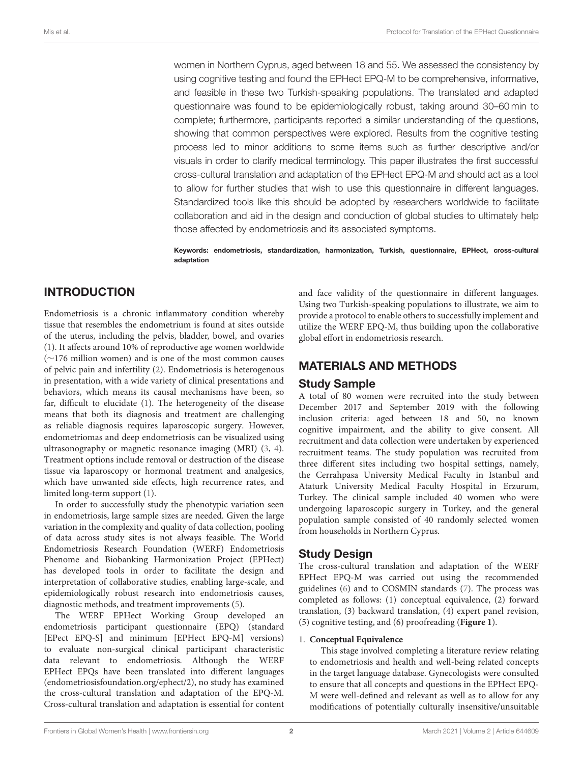women in Northern Cyprus, aged between 18 and 55. We assessed the consistency by using cognitive testing and found the EPHect EPQ-M to be comprehensive, informative, and feasible in these two Turkish-speaking populations. The translated and adapted questionnaire was found to be epidemiologically robust, taking around 30–60 min to complete; furthermore, participants reported a similar understanding of the questions, showing that common perspectives were explored. Results from the cognitive testing process led to minor additions to some items such as further descriptive and/or visuals in order to clarify medical terminology. This paper illustrates the first successful cross-cultural translation and adaptation of the EPHect EPQ-M and should act as a tool to allow for further studies that wish to use this questionnaire in different languages. Standardized tools like this should be adopted by researchers worldwide to facilitate collaboration and aid in the design and conduction of global studies to ultimately help those affected by endometriosis and its associated symptoms.

**Keywords: endometriosis, standardization, harmonization, Turkish, questionnaire, EPHect, cross-cultural adaptation**

## INTRODUCTION

Endometriosis is a chronic inflammatory condition whereby tissue that resembles the endometrium is found at sites outside of the uterus, including the pelvis, bladder, bowel, and ovaries (1). It affects around 10% of reproductive age women worldwide (∼176 million women) and is one of the most common causes of pelvic pain and infertility (2). Endometriosis is heterogenous in presentation, with a wide variety of clinical presentations and behaviors, which means its causal mechanisms have been, so far, difficult to elucidate (1). The heterogeneity of the disease means that both its diagnosis and treatment are challenging as reliable diagnosis requires laparoscopic surgery. However, endometriomas and deep endometriosis can be visualized using ultrasonography or magnetic resonance imaging (MRI) (3, 4). Treatment options include removal or destruction of the disease tissue via laparoscopy or hormonal treatment and analgesics, which have unwanted side effects, high recurrence rates, and limited long-term support (1).

In order to successfully study the phenotypic variation seen in endometriosis, large sample sizes are needed. Given the large variation in the complexity and quality of data collection, pooling of data across study sites is not always feasible. The World Endometriosis Research Foundation (WERF) Endometriosis Phenome and Biobanking Harmonization Project (EPHect) has developed tools in order to facilitate the design and interpretation of collaborative studies, enabling large-scale, and epidemiologically robust research into endometriosis causes, diagnostic methods, and treatment improvements (5).

The WERF EPHect Working Group developed an endometriosis participant questionnaire (EPQ) (standard [EPect EPQ-S] and minimum [EPHect EPQ-M] versions) to evaluate non-surgical clinical participant characteristic data relevant to endometriosis. Although the WERF EPHect EPQs have been translated into different languages (endometriosisfoundation.org/ephect/2), no study has examined the cross-cultural translation and adaptation of the EPQ-M. Cross-cultural translation and adaptation is essential for content and face validity of the questionnaire in different languages. Using two Turkish-speaking populations to illustrate, we aim to provide a protocol to enable others to successfully implement and utilize the WERF EPQ-M, thus building upon the collaborative global effort in endometriosis research.

## MATERIALS AND METHODS

### Study Sample

A total of 80 women were recruited into the study between December 2017 and September 2019 with the following inclusion criteria: aged between 18 and 50, no known cognitive impairment, and the ability to give consent. All recruitment and data collection were undertaken by experienced recruitment teams. The study population was recruited from three different sites including two hospital settings, namely, the Cerrahpasa University Medical Faculty in Istanbul and Ataturk University Medical Faculty Hospital in Erzurum, Turkey. The clinical sample included 40 women who were undergoing laparoscopic surgery in Turkey, and the general population sample consisted of 40 randomly selected women from households in Northern Cyprus.

### Study Design

The cross-cultural translation and adaptation of the WERF EPHect EPQ-M was carried out using the recommended guidelines (6) and to COSMIN standards (7). The process was completed as follows: (1) conceptual equivalence, (2) forward translation, (3) backward translation, (4) expert panel revision, (5) cognitive testing, and (6) proofreading (**Figure 1**).

1. **Conceptual Equivalence**

   This stage involved completing a literature review relating to endometriosis and health and well-being related concepts in the target language database. Gynecologists were consulted to ensure that all concepts and questions in the EPHect EPQ-M were well-defined and relevant as well as to allow for any modifications of potentially culturally insensitive/unsuitable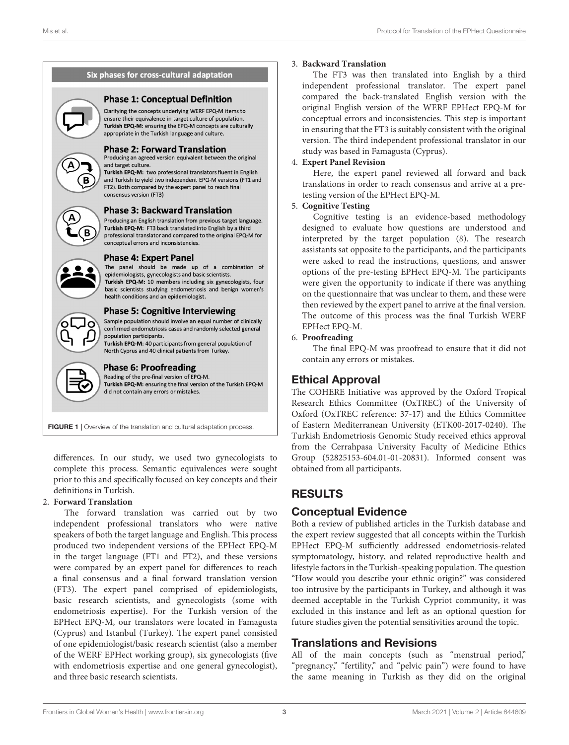**Six phases for cross-cultural adaptation**

**Phase 1: Conceptual Definition**
Clarifying the concepts underlying WERF EPQ-M items to ensure their equivalence in target culture of population.
**Turkish EPQ-M:** ensuring the EPQ-M concepts are culturally appropriate in the Turkish language and culture.

**Phase 2: Forward Translation**
Producing an agreed version equivalent between the original and target culture.
**Turkish EPQ-M:** two professional translators fluent in English and Turkish to yield two independent EPQ-M versions (FT1 and FT2). Both compared by the expert panel to reach final consensus version (FT3)

**Phase 3: Backward Translation**
Producing an English translation from previous target language.
**Turkish EPQ-M:** FT3 back translated into English by a third professional translator and compared to the original EPQ-M for conceptual errors and inconsistencies.

**Phase 4: Expert Panel**
The panel should be made up of a combination of epidemiologists, gynecologists and basic scientists.
**Turkish EPQ-M:** 10 members including six gynecologists, four basic scientists studying endometriosis and benign women's health conditions and an epidemiologist.

**Phase 5: Cognitive Interviewing**
Sample population should involve an equal number of clinically confirmed endometriosis cases and randomly selected general population participants.
**Turkish EPQ-M:** 40 participants from general population of North Cyprus and 40 clinical patients from Turkey.

**Phase 6: Proofreading**
Reading of the pre-final version of EPQ-M.
**Turkish EPQ-M:** ensuring the final version of the Turkish EPQ-M did not contain any errors or mistakes.

**FIGURE 1** | Overview of the translation and cultural adaptation process.

differences. In our study, we used two gynecologists to complete this process. Semantic equivalences were sought prior to this and specifically focused on key concepts and their definitions in Turkish.

2. **Forward Translation**

   The forward translation was carried out by two independent professional translators who were native speakers of both the target language and English. This process produced two independent versions of the EPHect EPQ-M in the target language (FT1 and FT2), and these versions were compared by an expert panel for differences to reach a final consensus and a final forward translation version (FT3). The expert panel comprised of epidemiologists, basic research scientists, and gynecologists (some with endometriosis expertise). For the Turkish version of the EPHect EPQ-M, our translators were located in Famagusta (Cyprus) and Istanbul (Turkey). The expert panel consisted of one epidemiologist/basic research scientist (also a member of the WERF EPHect working group), six gynecologists (five with endometriosis expertise and one general gynecologist), and three basic research scientists.

3. **Backward Translation**

   The FT3 was then translated into English by a third independent professional translator. The expert panel compared the back-translated English version with the original English version of the WERF EPHect EPQ-M for conceptual errors and inconsistencies. This step is important in ensuring that the FT3 is suitably consistent with the original version. The third independent professional translator in our study was based in Famagusta (Cyprus).

4. **Expert Panel Revision**

   Here, the expert panel reviewed all forward and back translations in order to reach consensus and arrive at a pre-testing version of the EPHect EPQ-M.

5. **Cognitive Testing**

   Cognitive testing is an evidence-based methodology designed to evaluate how questions are understood and interpreted by the target population (8). The research assistants sat opposite to the participants, and the participants were asked to read the instructions, questions, and answer options of the pre-testing EPHect EPQ-M. The participants were given the opportunity to indicate if there was anything on the questionnaire that was unclear to them, and these were then reviewed by the expert panel to arrive at the final version. The outcome of this process was the final Turkish WERF EPHect EPQ-M.

6. **Proofreading**

   The final EPQ-M was proofread to ensure that it did not contain any errors or mistakes.

## Ethical Approval

The COHERE Initiative was approved by the Oxford Tropical Research Ethics Committee (OxTREC) of the University of Oxford (OxTREC reference: 37-17) and the Ethics Committee of Eastern Mediterranean University (ETK00-2017-0240). The Turkish Endometriosis Genomic Study received ethics approval from the Cerrahpasa University Faculty of Medicine Ethics Group (52825153-604.01-01-20831). Informed consent was obtained from all participants.

# RESULTS

## Conceptual Evidence

Both a review of published articles in the Turkish database and the expert review suggested that all concepts within the Turkish EPHect EPQ-M sufficiently addressed endometriosis-related symptomatology, history, and related reproductive health and lifestyle factors in the Turkish-speaking population. The question "How would you describe your ethnic origin?" was considered too intrusive by the participants in Turkey, and although it was deemed acceptable in the Turkish Cypriot community, it was excluded in this instance and left as an optional question for future studies given the potential sensitivities around the topic.

## Translations and Revisions

All of the main concepts (such as "menstrual period," "pregnancy," "fertility," and "pelvic pain") were found to have the same meaning in Turkish as they did on the original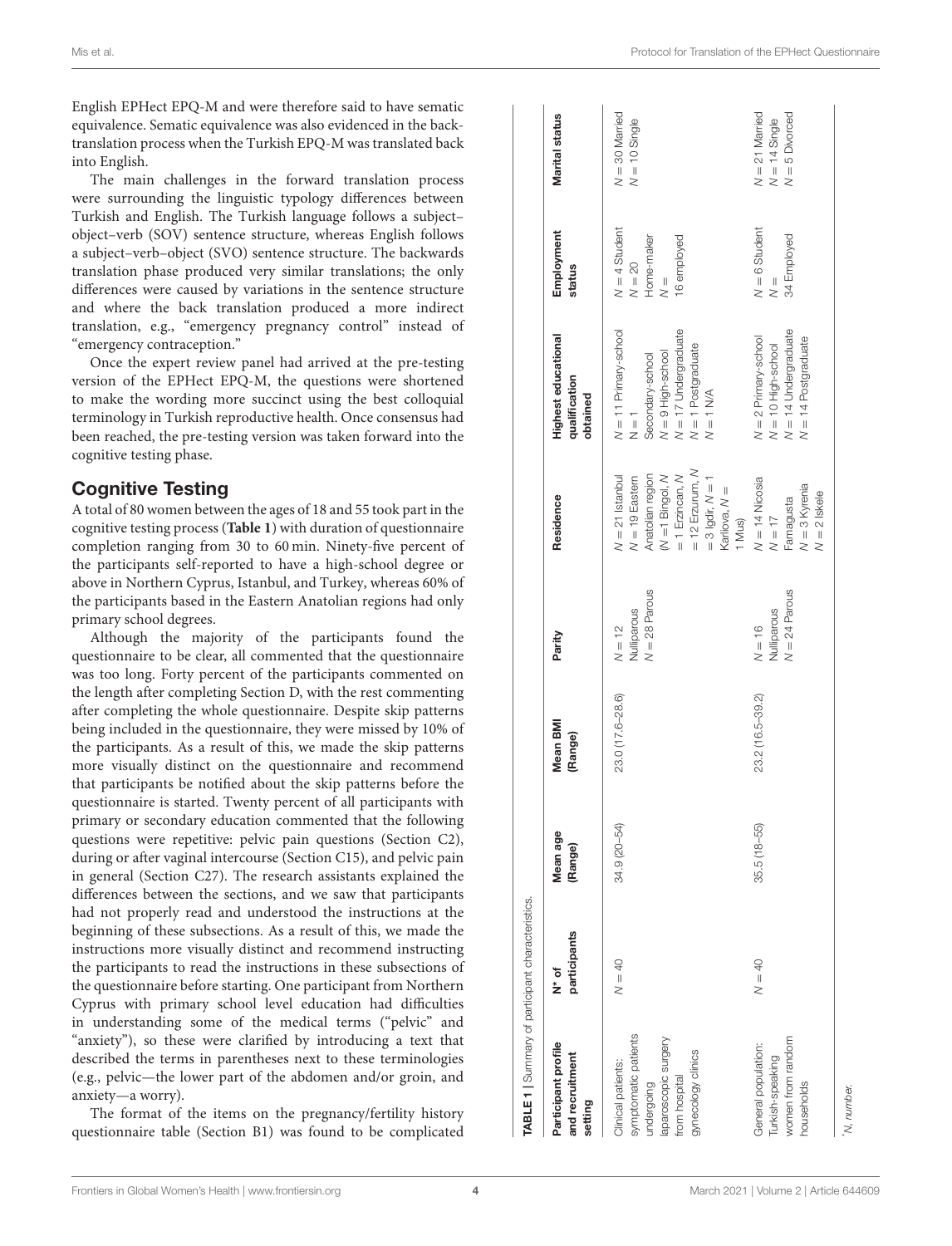English EPHect EPQ-M and were therefore said to have sematic equivalence. Sematic equivalence was also evidenced in the back-translation process when the Turkish EPQ-M was translated back into English.

The main challenges in the forward translation process were surrounding the linguistic typology differences between Turkish and English. The Turkish language follows a subject–object–verb (SOV) sentence structure, whereas English follows a subject–verb–object (SVO) sentence structure. The backwards translation phase produced very similar translations; the only differences were caused by variations in the sentence structure and where the back translation produced a more indirect translation, e.g., "emergency pregnancy control" instead of "emergency contraception."

Once the expert review panel had arrived at the pre-testing version of the EPHect EPQ-M, the questions were shortened to make the wording more succinct using the best colloquial terminology in Turkish reproductive health. Once consensus had been reached, the pre-testing version was taken forward into the cognitive testing phase.

## Cognitive Testing

A total of 80 women between the ages of 18 and 55 took part in the cognitive testing process (**Table 1**) with duration of questionnaire completion ranging from 30 to 60 min. Ninety-five percent of the participants self-reported to have a high-school degree or above in Northern Cyprus, Istanbul, and Turkey, whereas 60% of the participants based in the Eastern Anatolian regions had only primary school degrees.

Although the majority of the participants found the questionnaire to be clear, all commented that the questionnaire was too long. Forty percent of the participants commented on the length after completing Section D, with the rest commenting after completing the whole questionnaire. Despite skip patterns being included in the questionnaire, they were missed by 10% of the participants. As a result of this, we made the skip patterns more visually distinct on the questionnaire and recommend that participants be notified about the skip patterns before the questionnaire is started. Twenty percent of all participants with primary or secondary education commented that the following questions were repetitive: pelvic pain questions (Section C2), during or after vaginal intercourse (Section C15), and pelvic pain in general (Section C27). The research assistants explained the differences between the sections, and we saw that participants had not properly read and understood the instructions at the beginning of these subsections. As a result of this, we made the instructions more visually distinct and recommend instructing the participants to read the instructions in these subsections of the questionnaire before starting. One participant from Northern Cyprus with primary school level education had difficulties in understanding some of the medical terms ("pelvic" and "anxiety"), so these were clarified by introducing a text that described the terms in parentheses next to these terminologies (e.g., pelvic—the lower part of the abdomen and/or groin, and anxiety—a worry).

The format of the items on the pregnancy/fertility history questionnaire table (Section B1) was found to be complicated

**TABLE 1** | Summary of participant characteristics.

| Participant profile and recruitment setting | N* of participants | Mean age (Range) | Mean BMI (Range) | Parity | Residence | Highest educational qualification obtained | Employment status | Marital status |
|---|---|---|---|---|---|---|---|---|
| Clinical patients: symptomatic patients undergoing laparoscopic surgery from hospital gynecology clinics | $N = 40$ | 34.9 (20–54) | 23.0 (17.6–28.6) | $N = 12$ Nulliparous<br>$N = 28$ Parous | $N = 21$ Istanbul<br>$N = 19$ Eastern Anatolian region ($N = 1$ Bingol, $N = 1$ Erzincan, $N = 12$ Erzurum, $N = 3$ Igdir, $N = 1$ Karliova, $N = 1$ Mus) | $N = 11$ Primary-school<br>$N = 1$ Secondary-school<br>$N = 9$ High-school<br>$N = 17$ Undergraduate<br>$N = 1$ Postgraduate<br>$N = 1$ N/A | $N = 4$ Student<br>$N = 20$ Home-maker<br>$N = 16$ employed | $N = 30$ Married<br>$N = 10$ Single |
| General population: Turkish-speaking women from random households | $N = 40$ | 35.5 (18–55) | 23.2 (16.5–39.2) | $N = 16$ Nulliparous<br>$N = 24$ Parous | $N = 14$ Nicosia<br>$N = 17$ Famagusta<br>$N = 3$ Kyrenia<br>$N = 2$ Iskele | $N = 2$ Primary-school<br>$N = 10$ High-school<br>$N = 14$ Undergraduate<br>$N = 14$ Postgraduate | $N = 6$ Student<br>$N = 34$ Employed | $N = 21$ Married<br>$N = 14$ Single<br>$N = 5$ Divorced |

*N, number.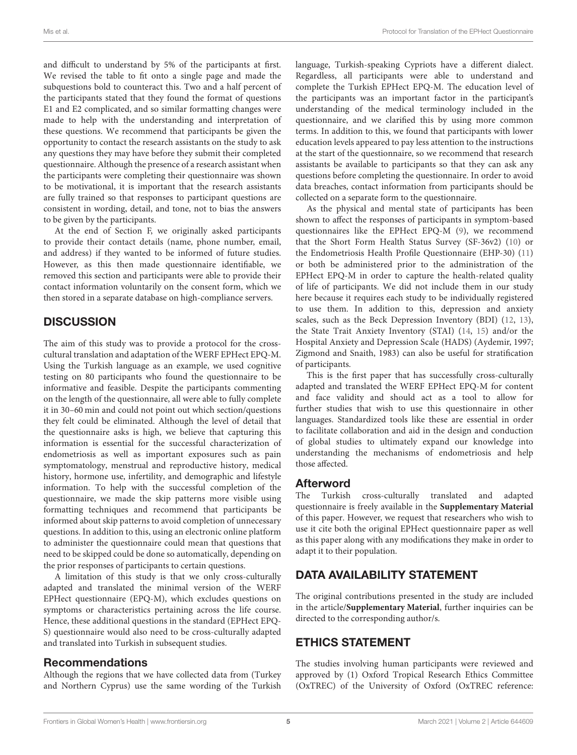and difficult to understand by 5% of the participants at first. We revised the table to fit onto a single page and made the subquestions bold to counteract this. Two and a half percent of the participants stated that they found the format of questions E1 and E2 complicated, and so similar formatting changes were made to help with the understanding and interpretation of these questions. We recommend that participants be given the opportunity to contact the research assistants on the study to ask any questions they may have before they submit their completed questionnaire. Although the presence of a research assistant when the participants were completing their questionnaire was shown to be motivational, it is important that the research assistants are fully trained so that responses to participant questions are consistent in wording, detail, and tone, not to bias the answers to be given by the participants.

At the end of Section F, we originally asked participants to provide their contact details (name, phone number, email, and address) if they wanted to be informed of future studies. However, as this then made questionnaire identifiable, we removed this section and participants were able to provide their contact information voluntarily on the consent form, which we then stored in a separate database on high-compliance servers.

## DISCUSSION

The aim of this study was to provide a protocol for the cross-cultural translation and adaptation of the WERF EPHect EPQ-M. Using the Turkish language as an example, we used cognitive testing on 80 participants who found the questionnaire to be informative and feasible. Despite the participants commenting on the length of the questionnaire, all were able to fully complete it in 30–60 min and could not point out which section/questions they felt could be eliminated. Although the level of detail that the questionnaire asks is high, we believe that capturing this information is essential for the successful characterization of endometriosis as well as important exposures such as pain symptomatology, menstrual and reproductive history, medical history, hormone use, infertility, and demographic and lifestyle information. To help with the successful completion of the questionnaire, we made the skip patterns more visible using formatting techniques and recommend that participants be informed about skip patterns to avoid completion of unnecessary questions. In addition to this, using an electronic online platform to administer the questionnaire could mean that questions that need to be skipped could be done so automatically, depending on the prior responses of participants to certain questions.

A limitation of this study is that we only cross-culturally adapted and translated the minimal version of the WERF EPHect questionnaire (EPQ-M), which excludes questions on symptoms or characteristics pertaining across the life course. Hence, these additional questions in the standard (EPHect EPQ-S) questionnaire would also need to be cross-culturally adapted and translated into Turkish in subsequent studies.

### Recommendations

Although the regions that we have collected data from (Turkey and Northern Cyprus) use the same wording of the Turkish language, Turkish-speaking Cypriots have a different dialect. Regardless, all participants were able to understand and complete the Turkish EPHect EPQ-M. The education level of the participants was an important factor in the participant's understanding of the medical terminology included in the questionnaire, and we clarified this by using more common terms. In addition to this, we found that participants with lower education levels appeared to pay less attention to the instructions at the start of the questionnaire, so we recommend that research assistants be available to participants so that they can ask any questions before completing the questionnaire. In order to avoid data breaches, contact information from participants should be collected on a separate form to the questionnaire.

As the physical and mental state of participants has been shown to affect the responses of participants in symptom-based questionnaires like the EPHect EPQ-M (9), we recommend that the Short Form Health Status Survey (SF-36v2) (10) or the Endometriosis Health Profile Questionnaire (EHP-30) (11) or both be administered prior to the administration of the EPHect EPQ-M in order to capture the health-related quality of life of participants. We did not include them in our study here because it requires each study to be individually registered to use them. In addition to this, depression and anxiety scales, such as the Beck Depression Inventory (BDI) (12, 13), the State Trait Anxiety Inventory (STAI) (14, 15) and/or the Hospital Anxiety and Depression Scale (HADS) (Aydemir, 1997; Zigmond and Snaith, 1983) can also be useful for stratification of participants.

This is the first paper that has successfully cross-culturally adapted and translated the WERF EPHect EPQ-M for content and face validity and should act as a tool to allow for further studies that wish to use this questionnaire in other languages. Standardized tools like these are essential in order to facilitate collaboration and aid in the design and conduction of global studies to ultimately expand our knowledge into understanding the mechanisms of endometriosis and help those affected.

### Afterword

The Turkish cross-culturally translated and adapted questionnaire is freely available in the **Supplementary Material** of this paper. However, we request that researchers who wish to use it cite both the original EPHect questionnaire paper as well as this paper along with any modifications they make in order to adapt it to their population.

## DATA AVAILABILITY STATEMENT

The original contributions presented in the study are included in the article/**Supplementary Material**, further inquiries can be directed to the corresponding author/s.

## ETHICS STATEMENT

The studies involving human participants were reviewed and approved by (1) Oxford Tropical Research Ethics Committee (OxTREC) of the University of Oxford (OxTREC reference: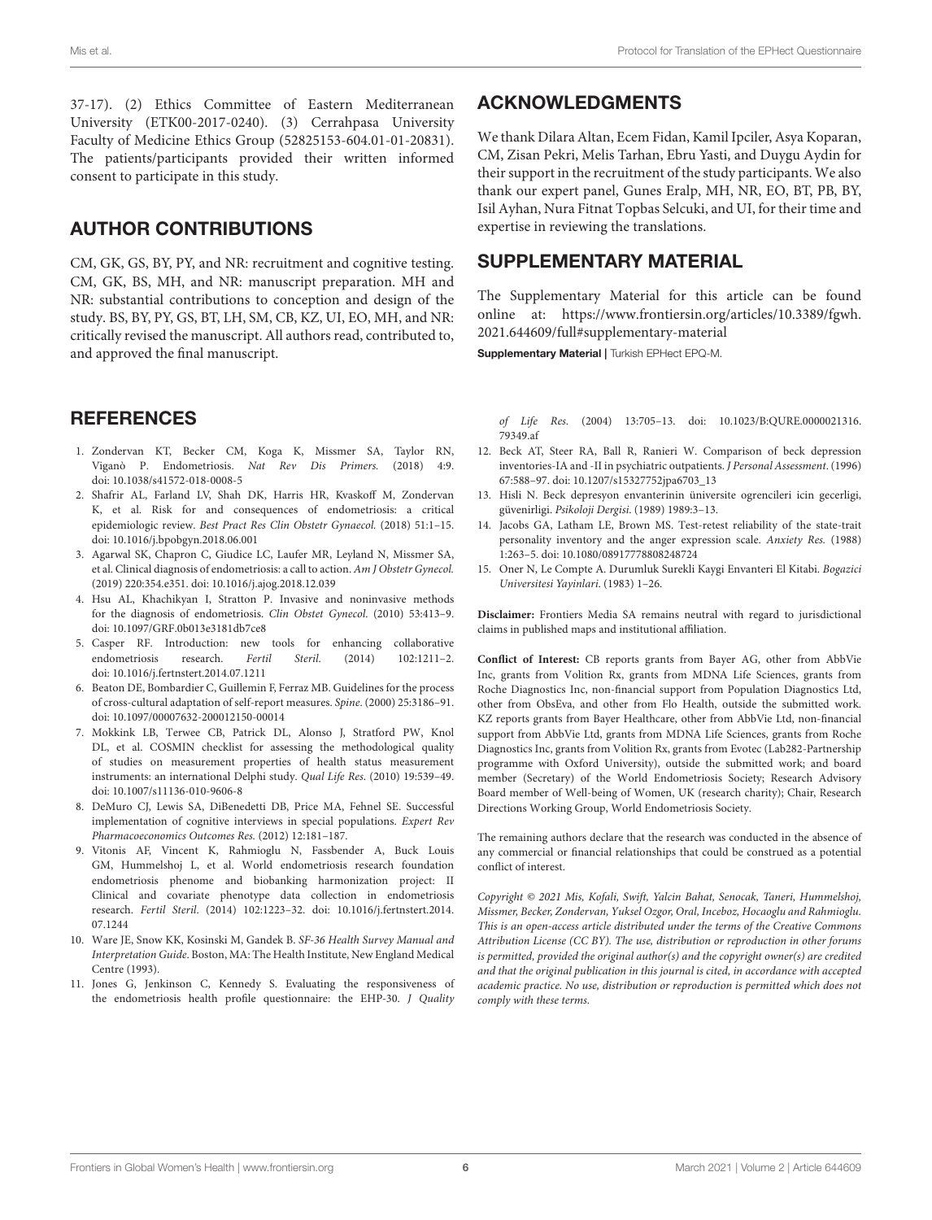37-17). (2) Ethics Committee of Eastern Mediterranean University (ETK00-2017-0240). (3) Cerrahpasa University Faculty of Medicine Ethics Group (52825153-604.01-01-20831). The patients/participants provided their written informed consent to participate in this study.

## AUTHOR CONTRIBUTIONS

CM, GK, GS, BY, PY, and NR: recruitment and cognitive testing. CM, GK, BS, MH, and NR: manuscript preparation. MH and NR: substantial contributions to conception and design of the study. BS, BY, PY, GS, BT, LH, SM, CB, KZ, UI, EO, MH, and NR: critically revised the manuscript. All authors read, contributed to, and approved the final manuscript.

## ACKNOWLEDGMENTS

We thank Dilara Altan, Ecem Fidan, Kamil Ipciler, Asya Koparan, CM, Zisan Pekri, Melis Tarhan, Ebru Yasti, and Duygu Aydin for their support in the recruitment of the study participants. We also thank our expert panel, Gunes Eralp, MH, NR, EO, BT, PB, BY, Isil Ayhan, Nura Fitnat Topbas Selcuki, and UI, for their time and expertise in reviewing the translations.

## SUPPLEMENTARY MATERIAL

The Supplementary Material for this article can be found online at: https://www.frontiersin.org/articles/10.3389/fgwh.2021.644609/full#supplementary-material

**Supplementary Material |** Turkish EPHect EPQ-M.

## REFERENCES

1. Zondervan KT, Becker CM, Koga K, Missmer SA, Taylor RN, Viganò P. Endometriosis. *Nat Rev Dis Primers.* (2018) 4:9. doi: 10.1038/s41572-018-0008-5
2. Shafrir AL, Farland LV, Shah DK, Harris HR, Kvaskoff M, Zondervan K, et al. Risk for and consequences of endometriosis: a critical epidemiologic review. *Best Pract Res Clin Obstetr Gynaecol.* (2018) 51:1–15. doi: 10.1016/j.bpobgyn.2018.06.001
3. Agarwal SK, Chapron C, Giudice LC, Laufer MR, Leyland N, Missmer SA, et al. Clinical diagnosis of endometriosis: a call to action. *Am J Obstetr Gynecol.* (2019) 220:354.e351. doi: 10.1016/j.ajog.2018.12.039
4. Hsu AL, Khachikyan I, Stratton P. Invasive and noninvasive methods for the diagnosis of endometriosis. *Clin Obstet Gynecol.* (2010) 53:413–9. doi: 10.1097/GRF.0b013e3181db7ce8
5. Casper RF. Introduction: new tools for enhancing collaborative endometriosis research. *Fertil Steril.* (2014) 102:1211–2. doi: 10.1016/j.fertnstert.2014.07.1211
6. Beaton DE, Bombardier C, Guillemin F, Ferraz MB. Guidelines for the process of cross-cultural adaptation of self-report measures. *Spine.* (2000) 25:3186–91. doi: 10.1097/00007632-200012150-00014
7. Mokkink LB, Terwee CB, Patrick DL, Alonso J, Stratford PW, Knol DL, et al. COSMIN checklist for assessing the methodological quality of studies on measurement properties of health status measurement instruments: an international Delphi study. *Qual Life Res.* (2010) 19:539–49. doi: 10.1007/s11136-010-9606-8
8. DeMuro CJ, Lewis SA, DiBenedetti DB, Price MA, Fehnel SE. Successful implementation of cognitive interviews in special populations. *Expert Rev Pharmacoeconomics Outcomes Res.* (2012) 12:181–187.
9. Vitonis AF, Vincent K, Rahmioglu N, Fassbender A, Buck Louis GM, Hummelshoj L, et al. World endometriosis research foundation endometriosis phenome and biobanking harmonization project: II Clinical and covariate phenotype data collection in endometriosis research. *Fertil Steril.* (2014) 102:1223–32. doi: 10.1016/j.fertnstert.2014.07.1244
10. Ware JE, Snow KK, Kosinski M, Gandek B. *SF-36 Health Survey Manual and Interpretation Guide*. Boston, MA: The Health Institute, New England Medical Centre (1993).
11. Jones G, Jenkinson C, Kennedy S. Evaluating the responsiveness of the endometriosis health profile questionnaire: the EHP-30. *J Quality of Life Res.* (2004) 13:705–13. doi: 10.1023/B:QURE.0000021316.79349.af
12. Beck AT, Steer RA, Ball R, Ranieri W. Comparison of beck depression inventories-IA and -II in psychiatric outpatients. *J Personal Assessment*. (1996) 67:588–97. doi: 10.1207/s15327752jpa6703_13
13. Hisli N. Beck depresyon envanterinin üniversite ogrencileri icin gecerligi, güvenirligi. *Psikoloji Dergisi*. (1989) 1989:3–13.
14. Jacobs GA, Latham LE, Brown MS. Test-retest reliability of the state-trait personality inventory and the anger expression scale. *Anxiety Res.* (1988) 1:263–5. doi: 10.1080/08917778808248724
15. Oner N, Le Compte A. Durumluk Surekli Kaygi Envanteri El Kitabi. *Bogazici Universitesi Yayinlari*. (1983) 1–26.

**Disclaimer:** Frontiers Media SA remains neutral with regard to jurisdictional claims in published maps and institutional affiliation.

**Conflict of Interest:** CB reports grants from Bayer AG, other from AbbVie Inc, grants from Volition Rx, grants from MDNA Life Sciences, grants from Roche Diagnostics Inc, non-financial support from Population Diagnostics Ltd, other from ObsEva, and other from Flo Health, outside the submitted work. KZ reports grants from Bayer Healthcare, other from AbbVie Ltd, non-financial support from AbbVie Ltd, grants from MDNA Life Sciences, grants from Roche Diagnostics Inc, grants from Volition Rx, grants from Evotec (Lab282-Partnership programme with Oxford University), outside the submitted work; and board member (Secretary) of the World Endometriosis Society; Research Advisory Board member of Well-being of Women, UK (research charity); Chair, Research Directions Working Group, World Endometriosis Society.

The remaining authors declare that the research was conducted in the absence of any commercial or financial relationships that could be construed as a potential conflict of interest.

*Copyright © 2021 Mis, Kofali, Swift, Yalcin Bahat, Senocak, Taneri, Hummelshoj, Missmer, Becker, Zondervan, Yuksel Ozgor, Oral, Inceboz, Hocaoglu and Rahmioglu. This is an open-access article distributed under the terms of the Creative Commons Attribution License (CC BY). The use, distribution or reproduction in other forums is permitted, provided the original author(s) and the copyright owner(s) are credited and that the original publication in this journal is cited, in accordance with accepted academic practice. No use, distribution or reproduction is permitted which does not comply with these terms.*